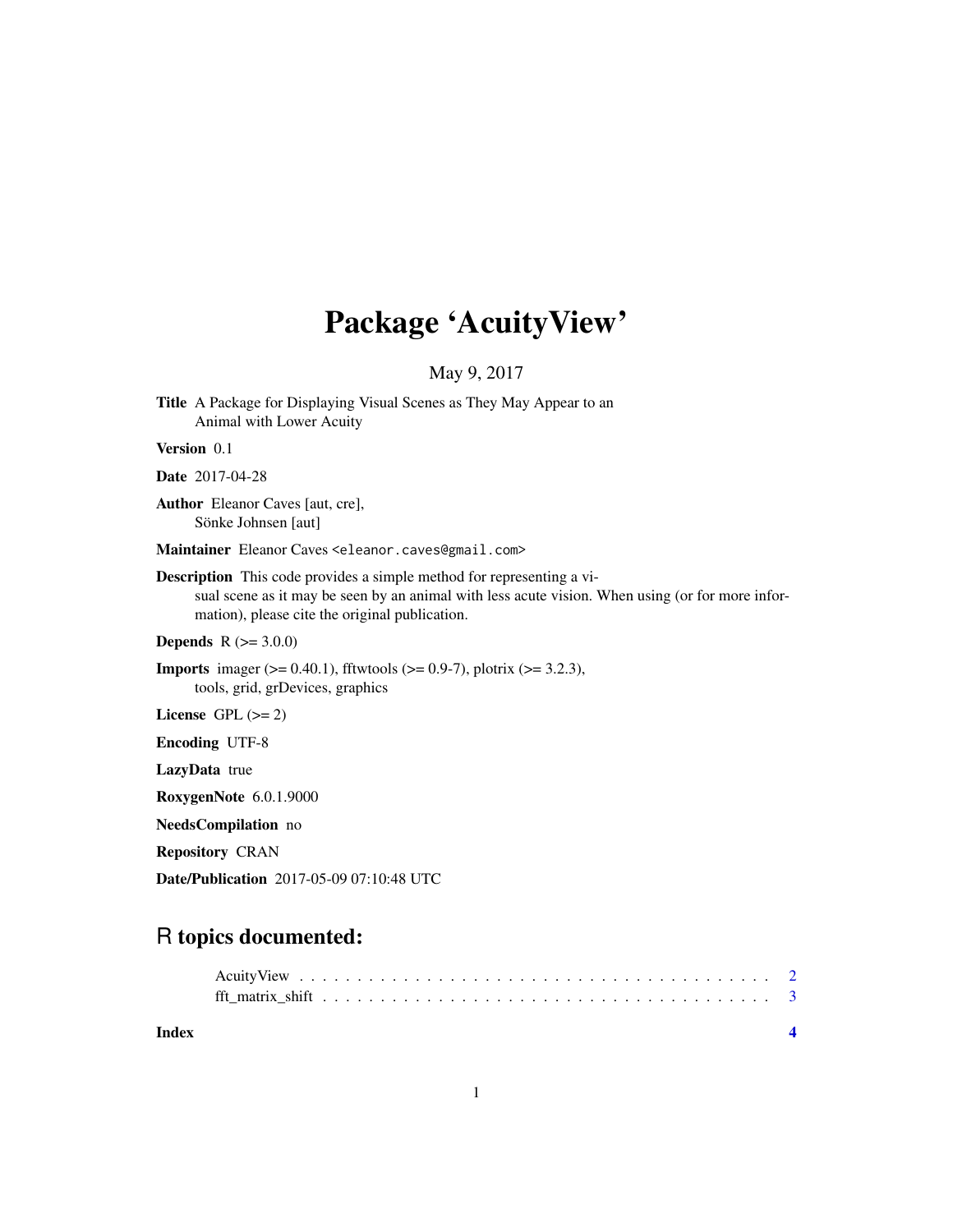# Package 'AcuityView'

May 9, 2017

**Title** A Package for Displaying Visual Scenes as They May Appear to an Animal with Lower Acuity

**Version** 0.1

**Date** 2017-04-28

**Author** Eleanor Caves [aut, cre], Sönke Johnsen [aut]

**Maintainer** Eleanor Caves <eleanor.caves@gmail.com>

**Description** This code provides a simple method for representing a visual scene as it may be seen by an animal with less acute vision. When using (or for more information), please cite the original publication.

**Depends** R (>= 3.0.0)

**Imports** imager (>= 0.40.1), fftwtools (>= 0.9-7), plotrix (>= 3.2.3), tools, grid, grDevices, graphics

**License** GPL (>= 2)

**Encoding** UTF-8

**LazyData** true

**RoxygenNote** 6.0.1.9000

**NeedsCompilation** no

**Repository** CRAN

**Date/Publication** 2017-05-09 07:10:48 UTC

## R topics documented:

AcuityView . . . . . . . . . . . . . . . . . . . . . . . . . . . . . . . . . . . . . . . . . 2
fft_matrix_shift . . . . . . . . . . . . . . . . . . . . . . . . . . . . . . . . . . . . . . 3

**Index** **4**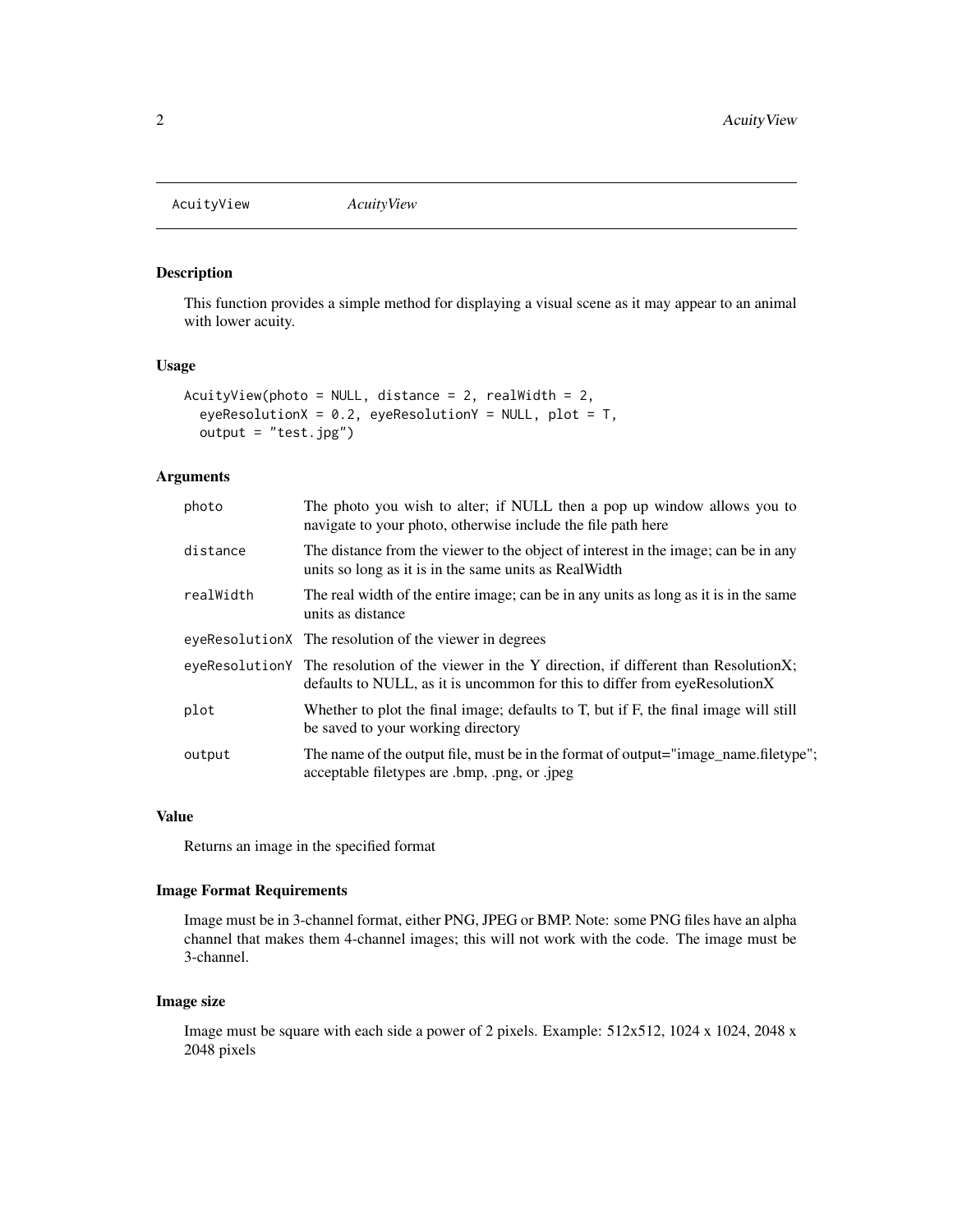AcuityView    *AcuityView*

## Description

This function provides a simple method for displaying a visual scene as it may appear to an animal with lower acuity.

## Usage

```
AcuityView(photo = NULL, distance = 2, realWidth = 2,
  eyeResolutionX = 0.2, eyeResolutionY = NULL, plot = T,
  output = "test.jpg")
```

## Arguments

| | |
|---|---|
| photo | The photo you wish to alter; if NULL then a pop up window allows you to navigate to your photo, otherwise include the file path here |
| distance | The distance from the viewer to the object of interest in the image; can be in any units so long as it is in the same units as RealWidth |
| realWidth | The real width of the entire image; can be in any units as long as it is in the same units as distance |
| eyeResolutionX | The resolution of the viewer in degrees |
| eyeResolutionY | The resolution of the viewer in the Y direction, if different than ResolutionX; defaults to NULL, as it is uncommon for this to differ from eyeResolutionX |
| plot | Whether to plot the final image; defaults to T, but if F, the final image will still be saved to your working directory |
| output | The name of the output file, must be in the format of output="image_name.filetype"; acceptable filetypes are .bmp, .png, or .jpeg |

## Value

Returns an image in the specified format

## Image Format Requirements

Image must be in 3-channel format, either PNG, JPEG or BMP. Note: some PNG files have an alpha channel that makes them 4-channel images; this will not work with the code. The image must be 3-channel.

## Image size

Image must be square with each side a power of 2 pixels. Example: 512x512, 1024 x 1024, 2048 x 2048 pixels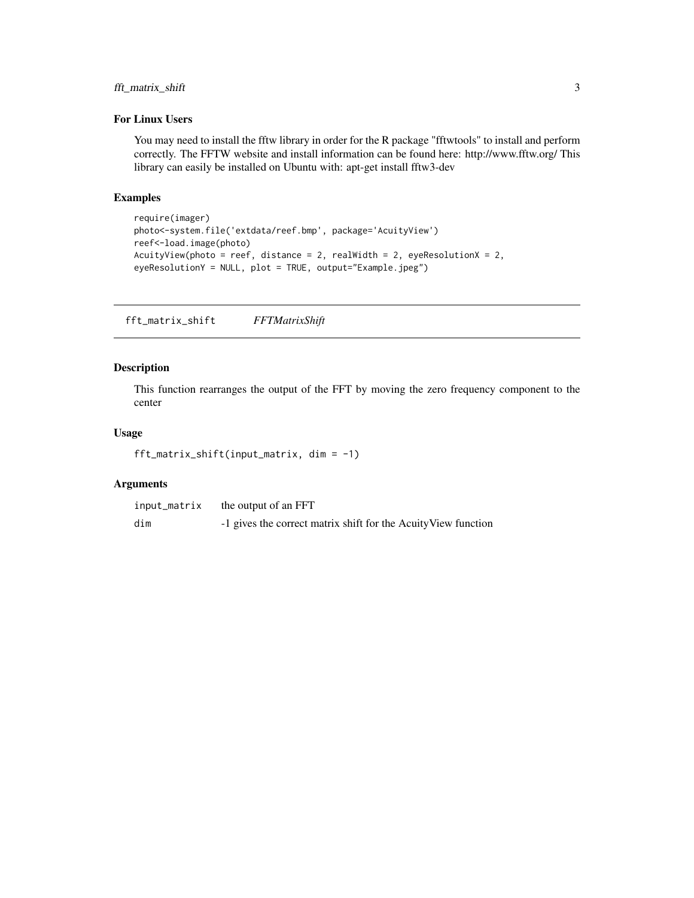### For Linux Users

You may need to install the fftw library in order for the R package "fftwtools" to install and perform correctly. The FFTW website and install information can be found here: http://www.fftw.org/ This library can easily be installed on Ubuntu with: apt-get install fftw3-dev

### Examples

```
require(imager)
photo<-system.file('extdata/reef.bmp', package='AcuityView')
reef<-load.image(photo)
AcuityView(photo = reef, distance = 2, realWidth = 2, eyeResolutionX = 2,
eyeResolutionY = NULL, plot = TRUE, output="Example.jpeg")
```

---

## fft_matrix_shift *FFTMatrixShift*

---

### Description

This function rearranges the output of the FFT by moving the zero frequency component to the center

### Usage

```
fft_matrix_shift(input_matrix, dim = -1)
```

### Arguments

| | |
|---|---|
| input_matrix | the output of an FFT |
| dim | -1 gives the correct matrix shift for the AcuityView function |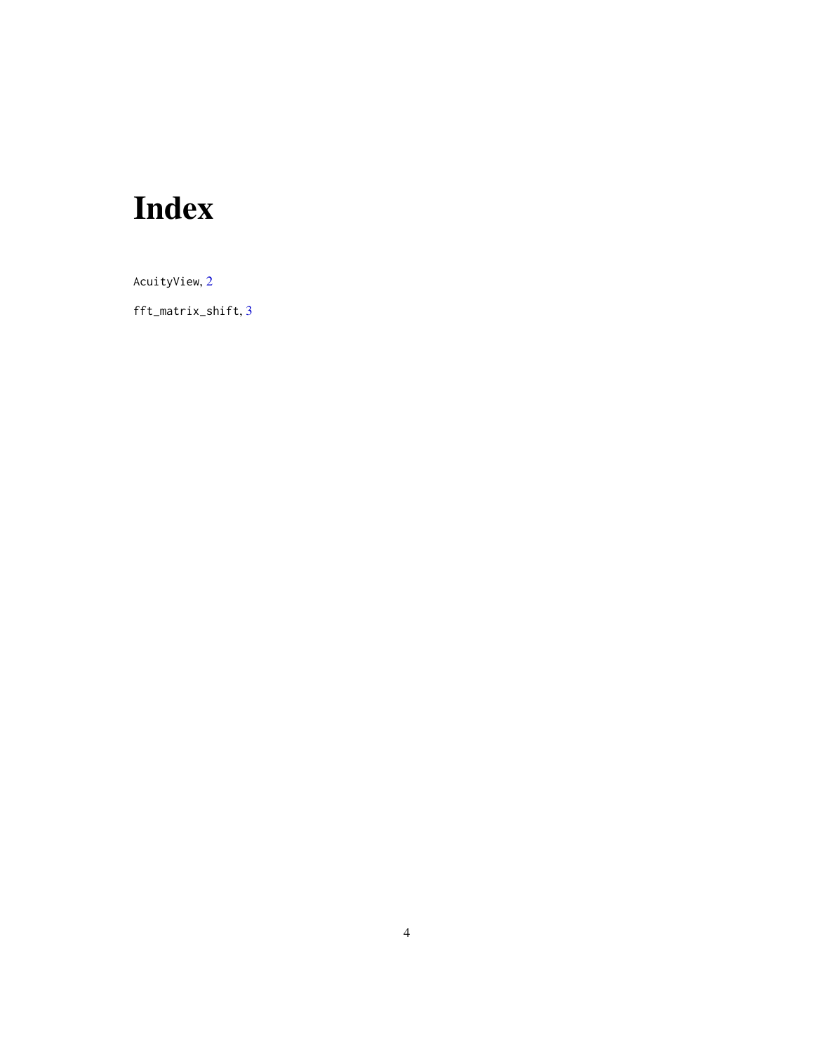# Index

AcuityView, 2

fft_matrix_shift, 3